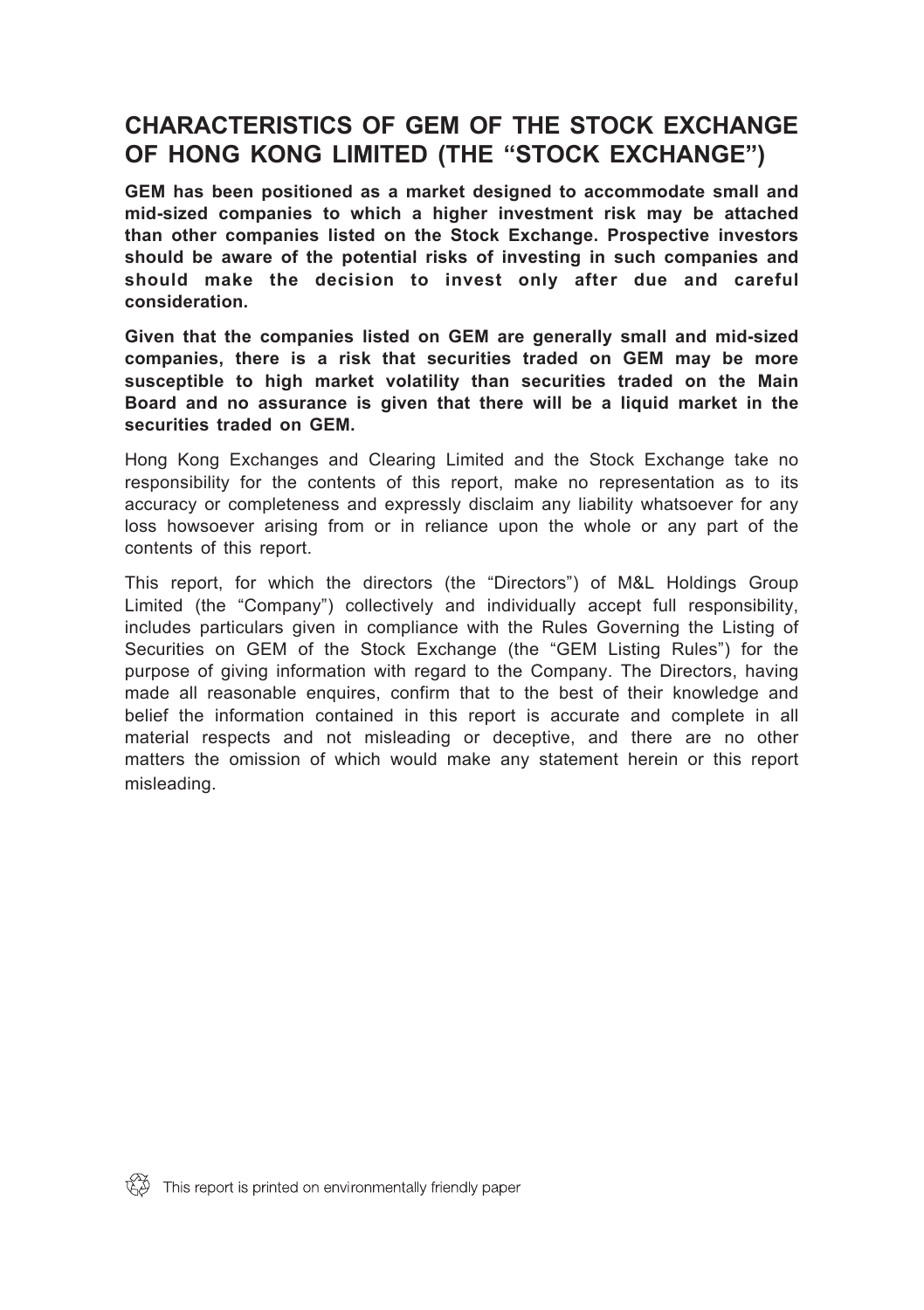# CHARACTERISTICS OF GEM OF THE STOCK EXCHANGE OF HONG KONG LIMITED (THE "STOCK EXCHANGE")

**GEM has been positioned as a market designed to accommodate small and mid-sized companies to which a higher investment risk may be attached than other companies listed on the Stock Exchange. Prospective investors should be aware of the potential risks of investing in such companies and should make the decision to invest only after due and careful consideration.**

**Given that the companies listed on GEM are generally small and mid-sized companies, there is a risk that securities traded on GEM may be more susceptible to high market volatility than securities traded on the Main Board and no assurance is given that there will be a liquid market in the securities traded on GEM.**

Hong Kong Exchanges and Clearing Limited and the Stock Exchange take no responsibility for the contents of this report, make no representation as to its accuracy or completeness and expressly disclaim any liability whatsoever for any loss howsoever arising from or in reliance upon the whole or any part of the contents of this report.

This report, for which the directors (the "Directors") of M&L Holdings Group Limited (the "Company") collectively and individually accept full responsibility, includes particulars given in compliance with the Rules Governing the Listing of Securities on GEM of the Stock Exchange (the "GEM Listing Rules") for the purpose of giving information with regard to the Company. The Directors, having made all reasonable enquires, confirm that to the best of their knowledge and belief the information contained in this report is accurate and complete in all material respects and not misleading or deceptive, and there are no other matters the omission of which would make any statement herein or this report misleading.

This report is printed on environmentally friendly paper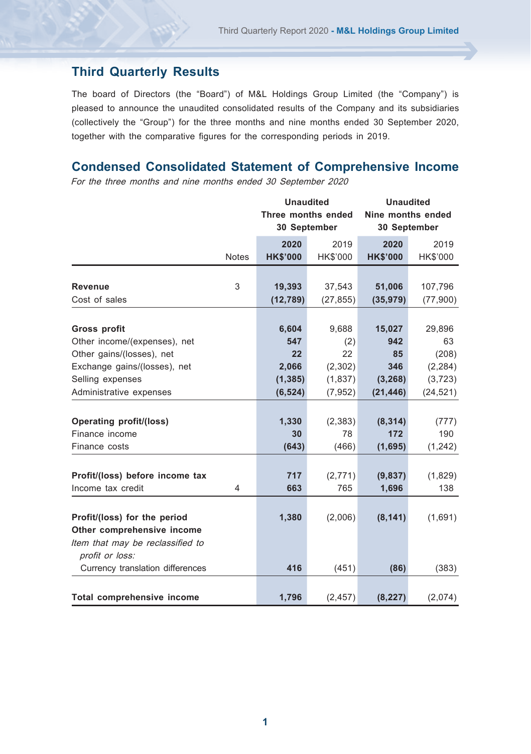## Third Quarterly Results

The board of Directors (the "Board") of M&L Holdings Group Limited (the "Company") is pleased to announce the unaudited consolidated results of the Company and its subsidiaries (collectively the "Group") for the three months and nine months ended 30 September 2020, together with the comparative figures for the corresponding periods in 2019.

## Condensed Consolidated Statement of Comprehensive Income

*For the three months and nine months ended 30 September 2020*

| | | **Unaudited Three months ended 30 September** | | **Unaudited Nine months ended 30 September** | |
|---|---|---|---|---|---|
| | Notes | **2020 HK$'000** | 2019 HK$'000 | **2020 HK$'000** | 2019 HK$'000 |
| **Revenue** | 3 | **19,393** | 37,543 | **51,006** | 107,796 |
| Cost of sales | | **(12,789)** | (27,855) | **(35,979)** | (77,900) |
| **Gross profit** | | **6,604** | 9,688 | **15,027** | 29,896 |
| Other income/(expenses), net | | **547** | (2) | **942** | 63 |
| Other gains/(losses), net | | **22** | 22 | **85** | (208) |
| Exchange gains/(losses), net | | **2,066** | (2,302) | **346** | (2,284) |
| Selling expenses | | **(1,385)** | (1,837) | **(3,268)** | (3,723) |
| Administrative expenses | | **(6,524)** | (7,952) | **(21,446)** | (24,521) |
| **Operating profit/(loss)** | | **1,330** | (2,383) | **(8,314)** | (777) |
| Finance income | | **30** | 78 | **172** | 190 |
| Finance costs | | **(643)** | (466) | **(1,695)** | (1,242) |
| **Profit/(loss) before income tax** | | **717** | (2,771) | **(9,837)** | (1,829) |
| Income tax credit | 4 | **663** | 765 | **1,696** | 138 |
| **Profit/(loss) for the period** | | **1,380** | (2,006) | **(8,141)** | (1,691) |
| **Other comprehensive income** | | | | | |
| *Item that may be reclassified to profit or loss:* | | | | | |
| Currency translation differences | | **416** | (451) | **(86)** | (383) |
| **Total comprehensive income** | | **1,796** | (2,457) | **(8,227)** | (2,074) |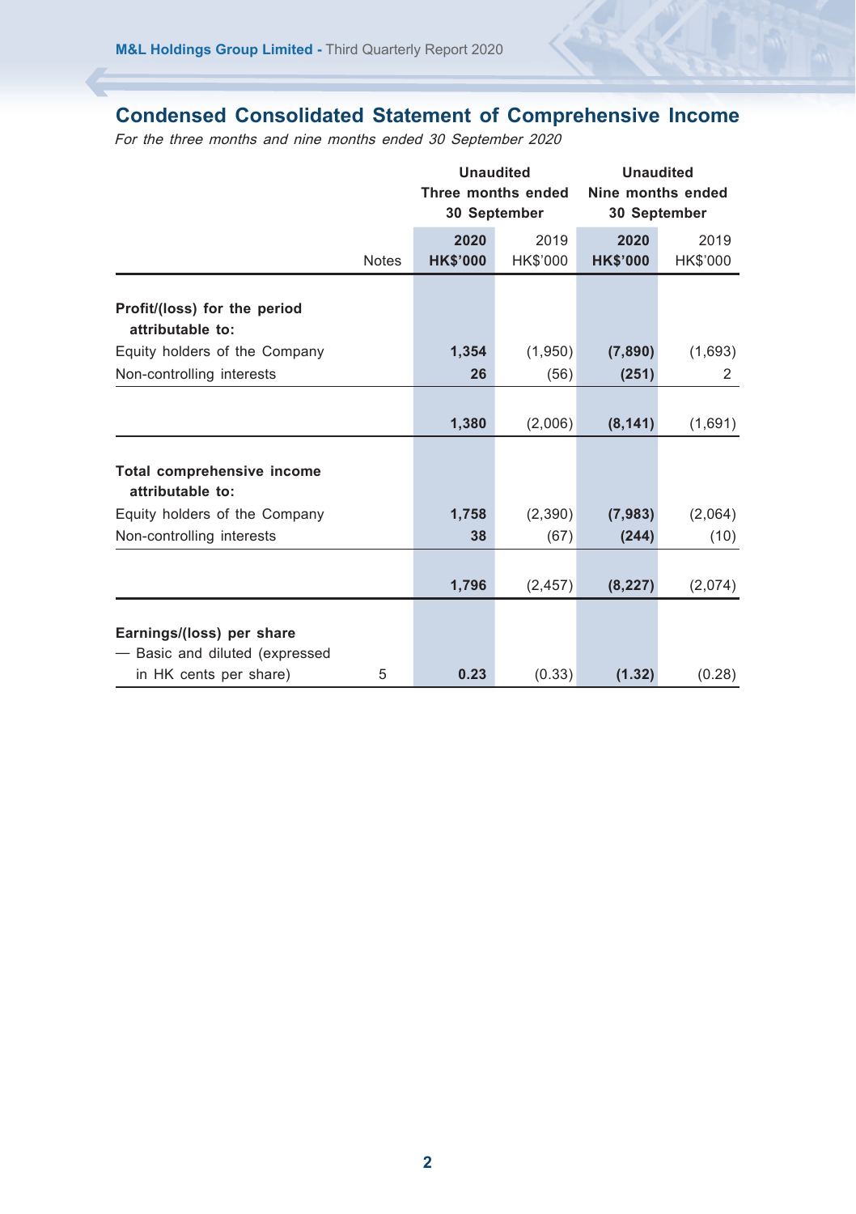## Condensed Consolidated Statement of Comprehensive Income

*For the three months and nine months ended 30 September 2020*

| | Notes | Unaudited Three months ended 30 September | | Unaudited Nine months ended 30 September | |
|---|---|---|---|---|---|
| | | **2020** | 2019 | **2020** | 2019 |
| | | **HK$'000** | HK$'000 | **HK$'000** | HK$'000 |
| **Profit/(loss) for the period attributable to:** | | | | | |
| Equity holders of the Company | | **1,354** | (1,950) | **(7,890)** | (1,693) |
| Non-controlling interests | | **26** | (56) | **(251)** | 2 |
| | | **1,380** | (2,006) | **(8,141)** | (1,691) |
| **Total comprehensive income attributable to:** | | | | | |
| Equity holders of the Company | | **1,758** | (2,390) | **(7,983)** | (2,064) |
| Non-controlling interests | | **38** | (67) | **(244)** | (10) |
| | | **1,796** | (2,457) | **(8,227)** | (2,074) |
| **Earnings/(loss) per share** | | | | | |
| — Basic and diluted (expressed in HK cents per share) | 5 | **0.23** | (0.33) | **(1.32)** | (0.28) |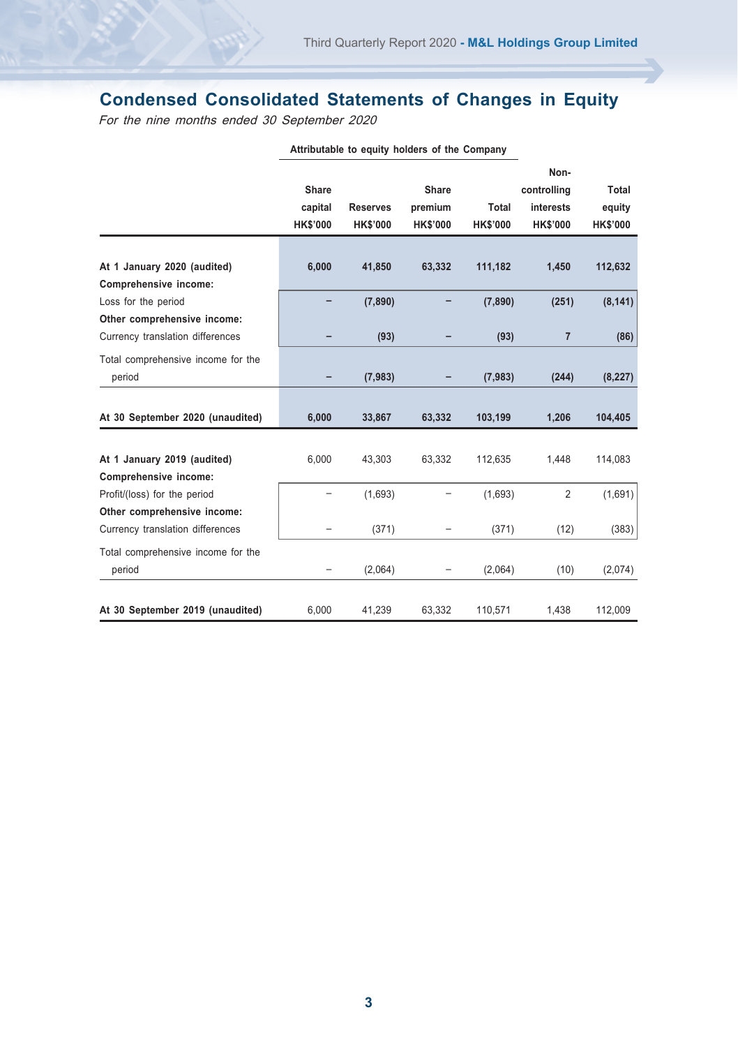## Condensed Consolidated Statements of Changes in Equity

*For the nine months ended 30 September 2020*

| | Attributable to equity holders of the Company | | | | | |
|---|---|---|---|---|---|---|
| | Share capital HK$'000 | Reserves HK$'000 | Share premium HK$'000 | Total HK$'000 | Non-controlling interests HK$'000 | Total equity HK$'000 |
| **At 1 January 2020 (audited)** | **6,000** | **41,850** | **63,332** | **111,182** | **1,450** | **112,632** |
| **Comprehensive income:** | | | | | | |
| Loss for the period | **–** | **(7,890)** | **–** | **(7,890)** | **(251)** | **(8,141)** |
| **Other comprehensive income:** | | | | | | |
| Currency translation differences | **–** | **(93)** | **–** | **(93)** | **7** | **(86)** |
| Total comprehensive income for the period | **–** | **(7,983)** | **–** | **(7,983)** | **(244)** | **(8,227)** |
| **At 30 September 2020 (unaudited)** | **6,000** | **33,867** | **63,332** | **103,199** | **1,206** | **104,405** |
| **At 1 January 2019 (audited)** | 6,000 | 43,303 | 63,332 | 112,635 | 1,448 | 114,083 |
| **Comprehensive income:** | | | | | | |
| Profit/(loss) for the period | – | (1,693) | – | (1,693) | 2 | (1,691) |
| **Other comprehensive income:** | | | | | | |
| Currency translation differences | – | (371) | – | (371) | (12) | (383) |
| Total comprehensive income for the period | – | (2,064) | – | (2,064) | (10) | (2,074) |
| **At 30 September 2019 (unaudited)** | 6,000 | 41,239 | 63,332 | 110,571 | 1,438 | 112,009 |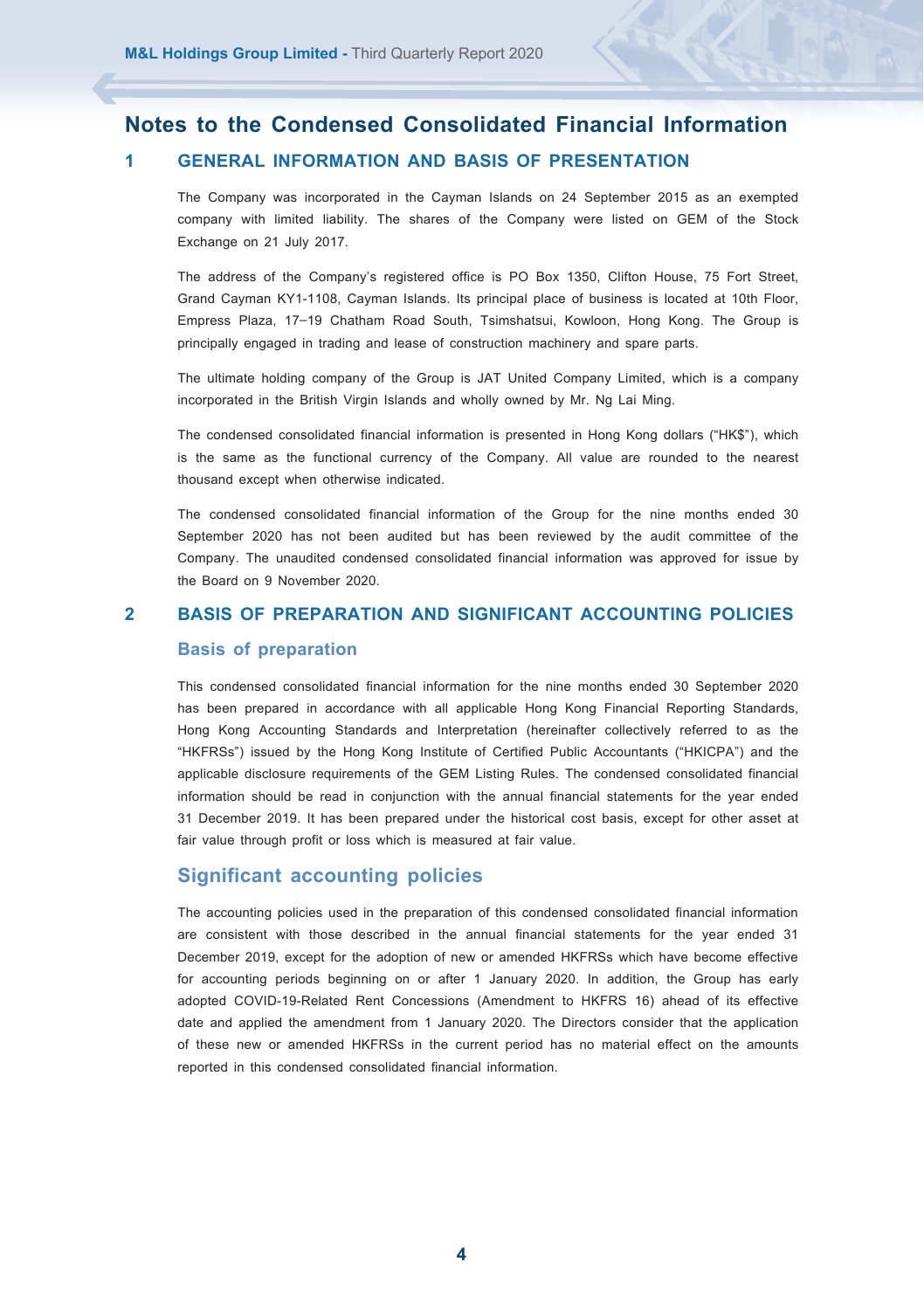# Notes to the Condensed Consolidated Financial Information

## 1 GENERAL INFORMATION AND BASIS OF PRESENTATION

The Company was incorporated in the Cayman Islands on 24 September 2015 as an exempted company with limited liability. The shares of the Company were listed on GEM of the Stock Exchange on 21 July 2017.

The address of the Company's registered office is PO Box 1350, Clifton House, 75 Fort Street, Grand Cayman KY1-1108, Cayman Islands. Its principal place of business is located at 10th Floor, Empress Plaza, 17–19 Chatham Road South, Tsimshatsui, Kowloon, Hong Kong. The Group is principally engaged in trading and lease of construction machinery and spare parts.

The ultimate holding company of the Group is JAT United Company Limited, which is a company incorporated in the British Virgin Islands and wholly owned by Mr. Ng Lai Ming.

The condensed consolidated financial information is presented in Hong Kong dollars ("HK$"), which is the same as the functional currency of the Company. All value are rounded to the nearest thousand except when otherwise indicated.

The condensed consolidated financial information of the Group for the nine months ended 30 September 2020 has not been audited but has been reviewed by the audit committee of the Company. The unaudited condensed consolidated financial information was approved for issue by the Board on 9 November 2020.

## 2 BASIS OF PREPARATION AND SIGNIFICANT ACCOUNTING POLICIES

### Basis of preparation

This condensed consolidated financial information for the nine months ended 30 September 2020 has been prepared in accordance with all applicable Hong Kong Financial Reporting Standards, Hong Kong Accounting Standards and Interpretation (hereinafter collectively referred to as the "HKFRSs") issued by the Hong Kong Institute of Certified Public Accountants ("HKICPA") and the applicable disclosure requirements of the GEM Listing Rules. The condensed consolidated financial information should be read in conjunction with the annual financial statements for the year ended 31 December 2019. It has been prepared under the historical cost basis, except for other asset at fair value through profit or loss which is measured at fair value.

### Significant accounting policies

The accounting policies used in the preparation of this condensed consolidated financial information are consistent with those described in the annual financial statements for the year ended 31 December 2019, except for the adoption of new or amended HKFRSs which have become effective for accounting periods beginning on or after 1 January 2020. In addition, the Group has early adopted COVID-19-Related Rent Concessions (Amendment to HKFRS 16) ahead of its effective date and applied the amendment from 1 January 2020. The Directors consider that the application of these new or amended HKFRSs in the current period has no material effect on the amounts reported in this condensed consolidated financial information.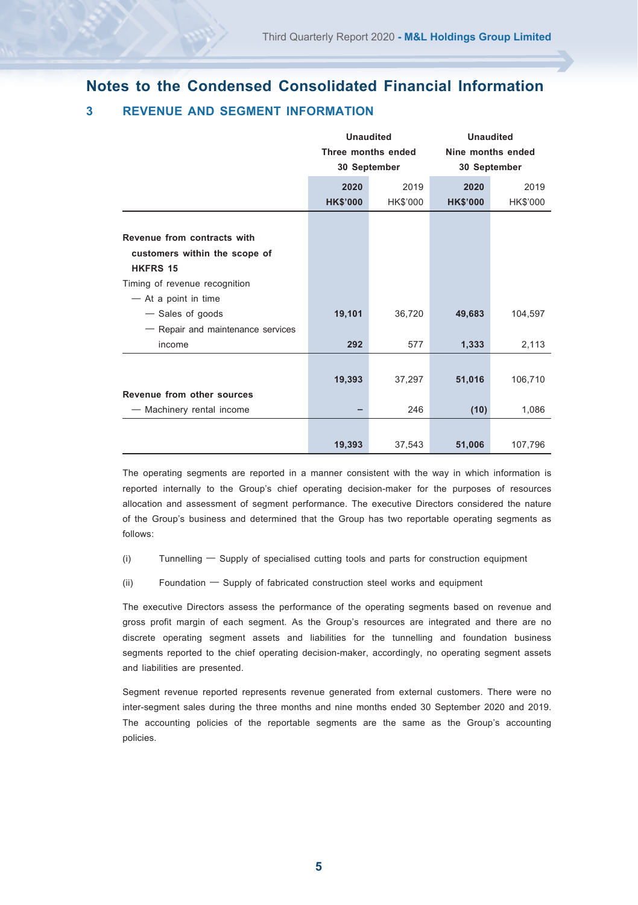# Notes to the Condensed Consolidated Financial Information

## 3 REVENUE AND SEGMENT INFORMATION

| | Unaudited Three months ended 30 September | | Unaudited Nine months ended 30 September | |
|---|---|---|---|---|
| | **2020** | 2019 | **2020** | 2019 |
| | **HK$'000** | HK$'000 | **HK$'000** | HK$'000 |
| **Revenue from contracts with customers within the scope of HKFRS 15** | | | | |
| Timing of revenue recognition | | | | |
| — At a point in time | | | | |
| — Sales of goods | **19,101** | 36,720 | **49,683** | 104,597 |
| — Repair and maintenance services income | **292** | 577 | **1,333** | 2,113 |
| | **19,393** | 37,297 | **51,016** | 106,710 |
| **Revenue from other sources** | | | | |
| — Machinery rental income | **–** | 246 | **(10)** | 1,086 |
| | **19,393** | 37,543 | **51,006** | 107,796 |

The operating segments are reported in a manner consistent with the way in which information is reported internally to the Group's chief operating decision-maker for the purposes of resources allocation and assessment of segment performance. The executive Directors considered the nature of the Group's business and determined that the Group has two reportable operating segments as follows:

(i) Tunnelling — Supply of specialised cutting tools and parts for construction equipment

(ii) Foundation — Supply of fabricated construction steel works and equipment

The executive Directors assess the performance of the operating segments based on revenue and gross profit margin of each segment. As the Group's resources are integrated and there are no discrete operating segment assets and liabilities for the tunnelling and foundation business segments reported to the chief operating decision-maker, accordingly, no operating segment assets and liabilities are presented.

Segment revenue reported represents revenue generated from external customers. There were no inter-segment sales during the three months and nine months ended 30 September 2020 and 2019. The accounting policies of the reportable segments are the same as the Group's accounting policies.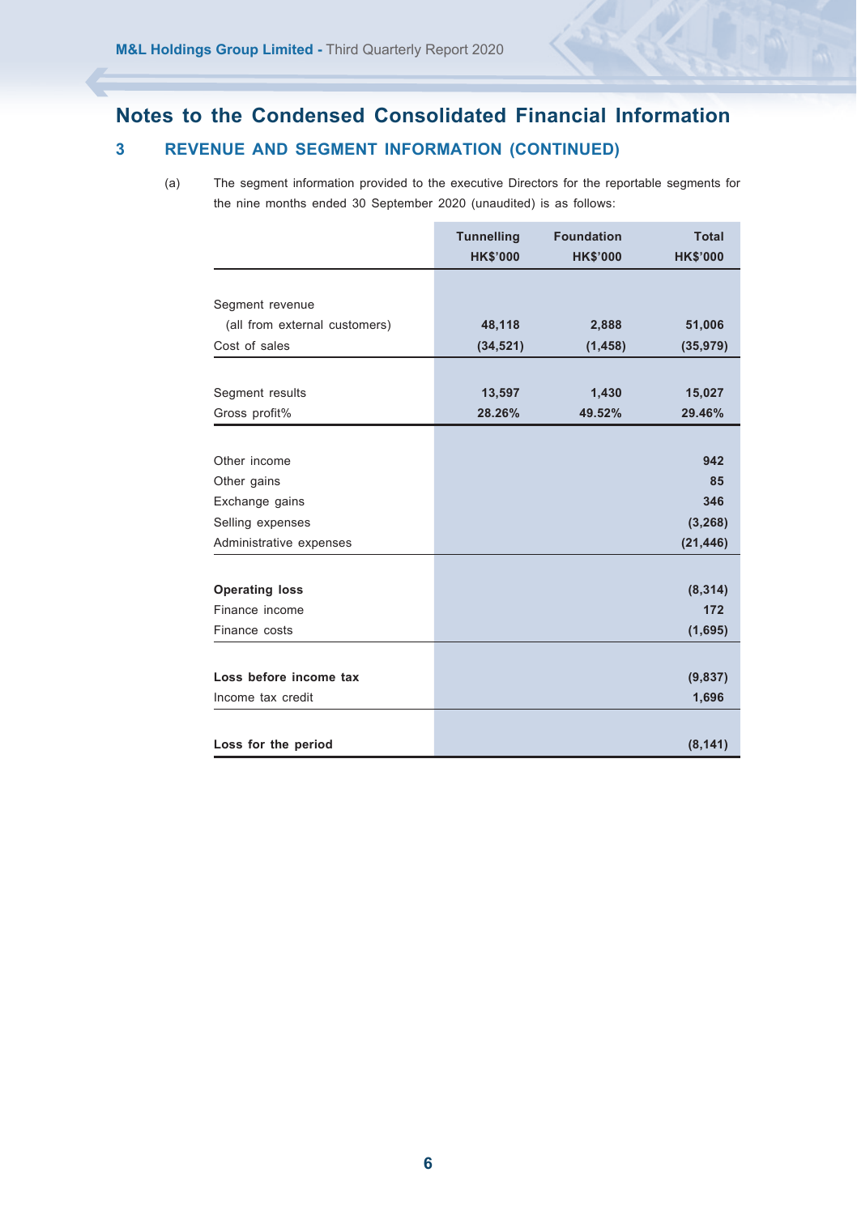# Notes to the Condensed Consolidated Financial Information

## 3 REVENUE AND SEGMENT INFORMATION (CONTINUED)

(a) The segment information provided to the executive Directors for the reportable segments for the nine months ended 30 September 2020 (unaudited) is as follows:

| | Tunnelling HK$'000 | Foundation HK$'000 | Total HK$'000 |
|---|---|---|---|
| Segment revenue (all from external customers) | 48,118 | 2,888 | 51,006 |
| Cost of sales | (34,521) | (1,458) | (35,979) |
| Segment results | 13,597 | 1,430 | 15,027 |
| Gross profit% | 28.26% | 49.52% | 29.46% |
| Other income | | | 942 |
| Other gains | | | 85 |
| Exchange gains | | | 346 |
| Selling expenses | | | (3,268) |
| Administrative expenses | | | (21,446) |
| **Operating loss** | | | (8,314) |
| Finance income | | | 172 |
| Finance costs | | | (1,695) |
| **Loss before income tax** | | | (9,837) |
| Income tax credit | | | 1,696 |
| **Loss for the period** | | | (8,141) |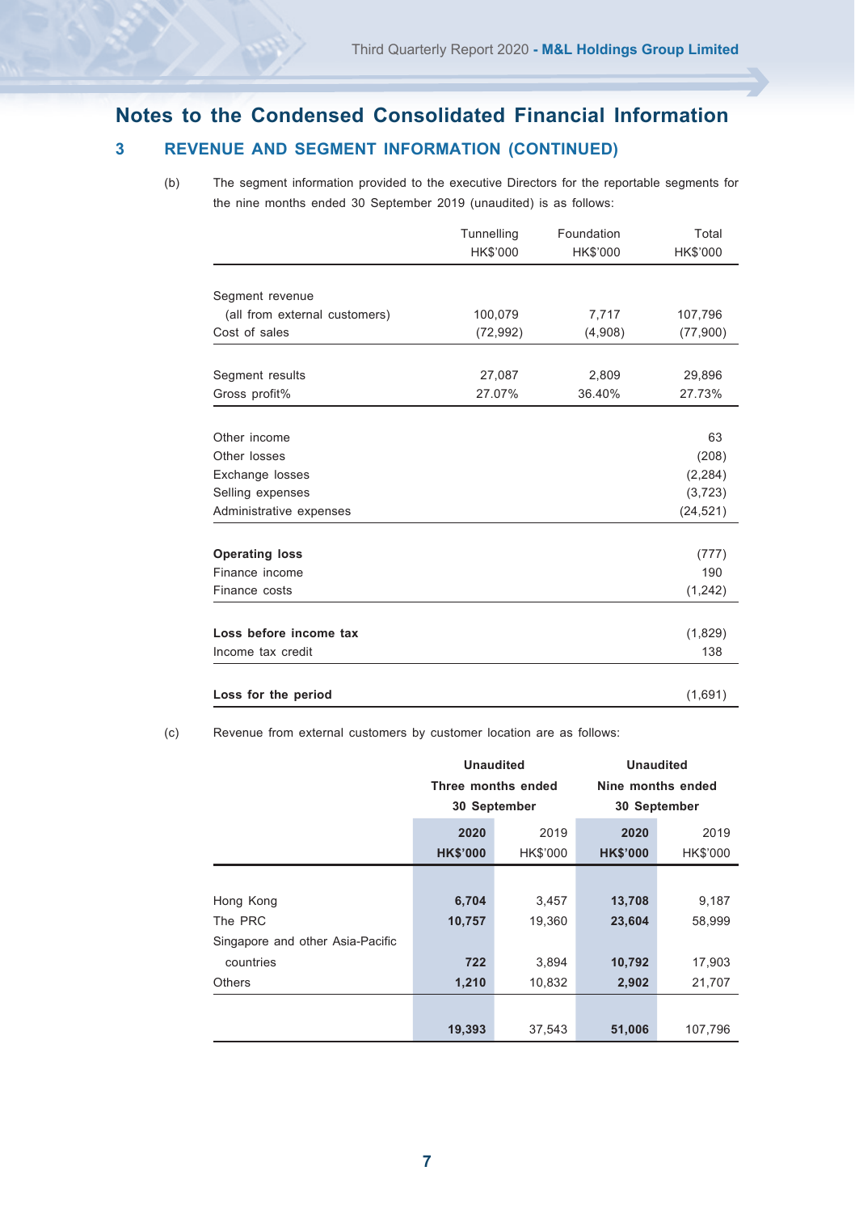# Notes to the Condensed Consolidated Financial Information

## 3 REVENUE AND SEGMENT INFORMATION (CONTINUED)

(b) The segment information provided to the executive Directors for the reportable segments for the nine months ended 30 September 2019 (unaudited) is as follows:

| | Tunnelling HK$'000 | Foundation HK$'000 | Total HK$'000 |
|---|---|---|---|
| Segment revenue | | | |
| (all from external customers) | 100,079 | 7,717 | 107,796 |
| Cost of sales | (72,992) | (4,908) | (77,900) |
| Segment results | 27,087 | 2,809 | 29,896 |
| Gross profit% | 27.07% | 36.40% | 27.73% |
| Other income | | | 63 |
| Other losses | | | (208) |
| Exchange losses | | | (2,284) |
| Selling expenses | | | (3,723) |
| Administrative expenses | | | (24,521) |
| **Operating loss** | | | (777) |
| Finance income | | | 190 |
| Finance costs | | | (1,242) |
| **Loss before income tax** | | | (1,829) |
| Income tax credit | | | 138 |
| **Loss for the period** | | | (1,691) |

(c) Revenue from external customers by customer location are as follows:

| | **Unaudited Three months ended 30 September** | | **Unaudited Nine months ended 30 September** | |
|---|---|---|---|---|
| | **2020 HK$'000** | 2019 HK$'000 | **2020 HK$'000** | 2019 HK$'000 |
| Hong Kong | **6,704** | 3,457 | **13,708** | 9,187 |
| The PRC | **10,757** | 19,360 | **23,604** | 58,999 |
| Singapore and other Asia-Pacific countries | **722** | 3,894 | **10,792** | 17,903 |
| Others | **1,210** | 10,832 | **2,902** | 21,707 |
| | **19,393** | 37,543 | **51,006** | 107,796 |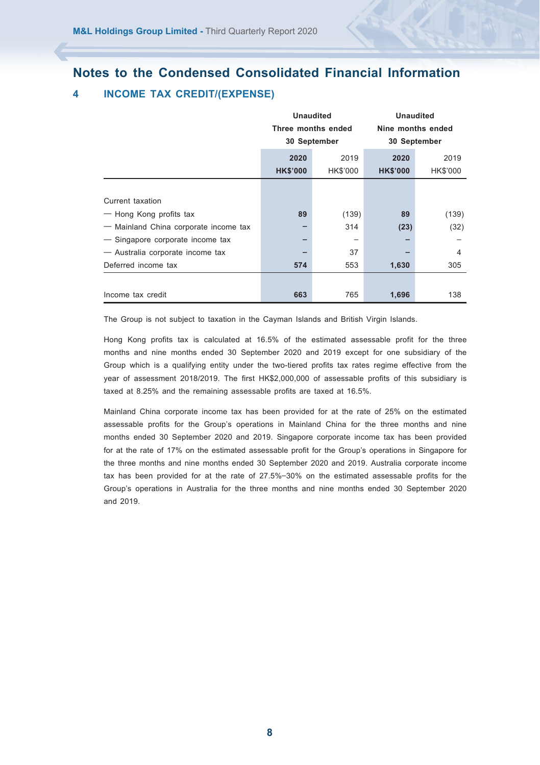## Notes to the Condensed Consolidated Financial Information

### 4 INCOME TAX CREDIT/(EXPENSE)

| | Unaudited Three months ended 30 September | | Unaudited Nine months ended 30 September | |
|---|---|---|---|---|
| | **2020** | 2019 | **2020** | 2019 |
| | **HK$'000** | HK$'000 | **HK$'000** | HK$'000 |
| Current taxation | | | | |
| — Hong Kong profits tax | **89** | (139) | **89** | (139) |
| — Mainland China corporate income tax | **–** | 314 | **(23)** | (32) |
| — Singapore corporate income tax | **–** | – | **–** | – |
| — Australia corporate income tax | **–** | 37 | **–** | 4 |
| Deferred income tax | **574** | 553 | **1,630** | 305 |
| Income tax credit | **663** | 765 | **1,696** | 138 |

The Group is not subject to taxation in the Cayman Islands and British Virgin Islands.

Hong Kong profits tax is calculated at 16.5% of the estimated assessable profit for the three months and nine months ended 30 September 2020 and 2019 except for one subsidiary of the Group which is a qualifying entity under the two-tiered profits tax rates regime effective from the year of assessment 2018/2019. The first HK$2,000,000 of assessable profits of this subsidiary is taxed at 8.25% and the remaining assessable profits are taxed at 16.5%.

Mainland China corporate income tax has been provided for at the rate of 25% on the estimated assessable profits for the Group's operations in Mainland China for the three months and nine months ended 30 September 2020 and 2019. Singapore corporate income tax has been provided for at the rate of 17% on the estimated assessable profit for the Group's operations in Singapore for the three months and nine months ended 30 September 2020 and 2019. Australia corporate income tax has been provided for at the rate of 27.5%–30% on the estimated assessable profits for the Group's operations in Australia for the three months and nine months ended 30 September 2020 and 2019.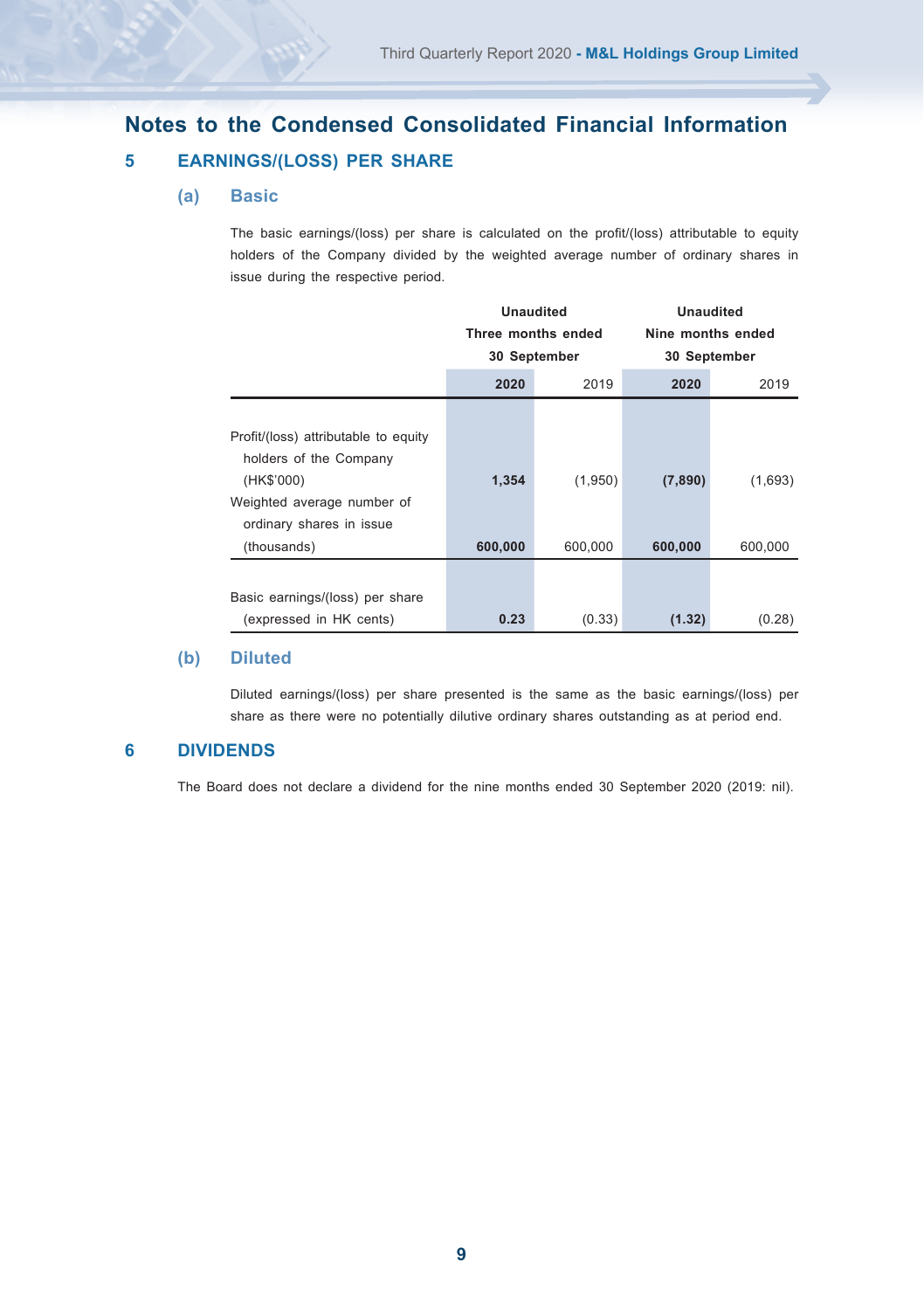# Notes to the Condensed Consolidated Financial Information

## 5 EARNINGS/(LOSS) PER SHARE

### (a) Basic

The basic earnings/(loss) per share is calculated on the profit/(loss) attributable to equity holders of the Company divided by the weighted average number of ordinary shares in issue during the respective period.

| | **Unaudited Three months ended 30 September** | | **Unaudited Nine months ended 30 September** | |
|---|---|---|---|---|
| | **2020** | 2019 | **2020** | 2019 |
| Profit/(loss) attributable to equity holders of the Company (HK$'000) | **1,354** | (1,950) | **(7,890)** | (1,693) |
| Weighted average number of ordinary shares in issue (thousands) | **600,000** | 600,000 | **600,000** | 600,000 |
| Basic earnings/(loss) per share (expressed in HK cents) | **0.23** | (0.33) | **(1.32)** | (0.28) |

### (b) Diluted

Diluted earnings/(loss) per share presented is the same as the basic earnings/(loss) per share as there were no potentially dilutive ordinary shares outstanding as at period end.

## 6 DIVIDENDS

The Board does not declare a dividend for the nine months ended 30 September 2020 (2019: nil).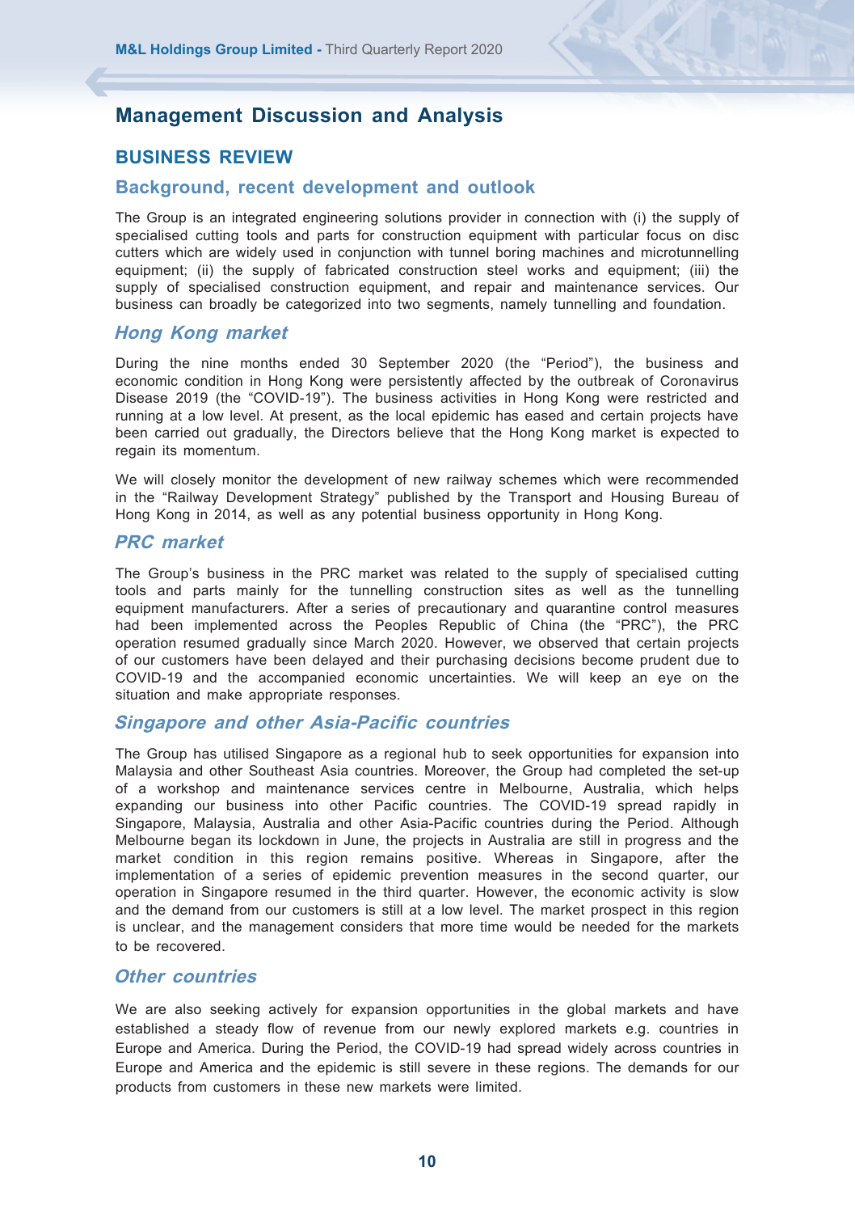# Management Discussion and Analysis

## BUSINESS REVIEW

### Background, recent development and outlook

The Group is an integrated engineering solutions provider in connection with (i) the supply of specialised cutting tools and parts for construction equipment with particular focus on disc cutters which are widely used in conjunction with tunnel boring machines and microtunnelling equipment; (ii) the supply of fabricated construction steel works and equipment; (iii) the supply of specialised construction equipment, and repair and maintenance services. Our business can broadly be categorized into two segments, namely tunnelling and foundation.

#### *Hong Kong market*

During the nine months ended 30 September 2020 (the "Period"), the business and economic condition in Hong Kong were persistently affected by the outbreak of Coronavirus Disease 2019 (the "COVID-19"). The business activities in Hong Kong were restricted and running at a low level. At present, as the local epidemic has eased and certain projects have been carried out gradually, the Directors believe that the Hong Kong market is expected to regain its momentum.

We will closely monitor the development of new railway schemes which were recommended in the "Railway Development Strategy" published by the Transport and Housing Bureau of Hong Kong in 2014, as well as any potential business opportunity in Hong Kong.

#### *PRC market*

The Group's business in the PRC market was related to the supply of specialised cutting tools and parts mainly for the tunnelling construction sites as well as the tunnelling equipment manufacturers. After a series of precautionary and quarantine control measures had been implemented across the Peoples Republic of China (the "PRC"), the PRC operation resumed gradually since March 2020. However, we observed that certain projects of our customers have been delayed and their purchasing decisions become prudent due to COVID-19 and the accompanied economic uncertainties. We will keep an eye on the situation and make appropriate responses.

#### *Singapore and other Asia-Pacific countries*

The Group has utilised Singapore as a regional hub to seek opportunities for expansion into Malaysia and other Southeast Asia countries. Moreover, the Group had completed the set-up of a workshop and maintenance services centre in Melbourne, Australia, which helps expanding our business into other Pacific countries. The COVID-19 spread rapidly in Singapore, Malaysia, Australia and other Asia-Pacific countries during the Period. Although Melbourne began its lockdown in June, the projects in Australia are still in progress and the market condition in this region remains positive. Whereas in Singapore, after the implementation of a series of epidemic prevention measures in the second quarter, our operation in Singapore resumed in the third quarter. However, the economic activity is slow and the demand from our customers is still at a low level. The market prospect in this region is unclear, and the management considers that more time would be needed for the markets to be recovered.

#### *Other countries*

We are also seeking actively for expansion opportunities in the global markets and have established a steady flow of revenue from our newly explored markets e.g. countries in Europe and America. During the Period, the COVID-19 had spread widely across countries in Europe and America and the epidemic is still severe in these regions. The demands for our products from customers in these new markets were limited.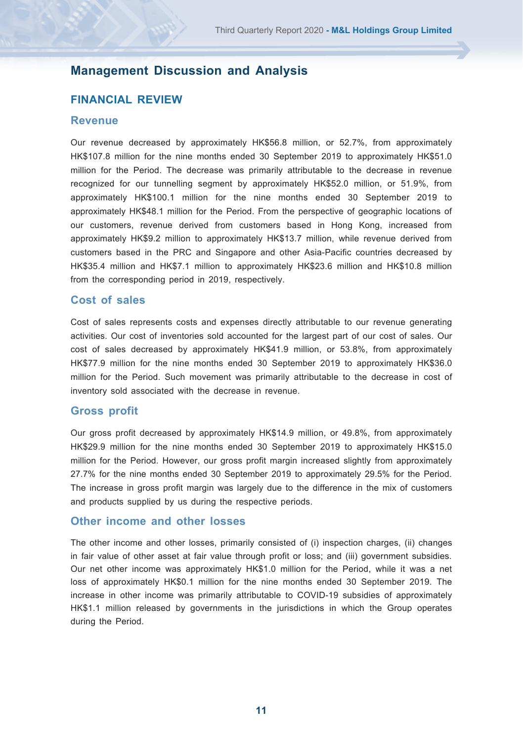# Management Discussion and Analysis

## FINANCIAL REVIEW

### Revenue

Our revenue decreased by approximately HK$56.8 million, or 52.7%, from approximately HK$107.8 million for the nine months ended 30 September 2019 to approximately HK$51.0 million for the Period. The decrease was primarily attributable to the decrease in revenue recognized for our tunnelling segment by approximately HK$52.0 million, or 51.9%, from approximately HK$100.1 million for the nine months ended 30 September 2019 to approximately HK$48.1 million for the Period. From the perspective of geographic locations of our customers, revenue derived from customers based in Hong Kong, increased from approximately HK$9.2 million to approximately HK$13.7 million, while revenue derived from customers based in the PRC and Singapore and other Asia-Pacific countries decreased by HK$35.4 million and HK$7.1 million to approximately HK$23.6 million and HK$10.8 million from the corresponding period in 2019, respectively.

### Cost of sales

Cost of sales represents costs and expenses directly attributable to our revenue generating activities. Our cost of inventories sold accounted for the largest part of our cost of sales. Our cost of sales decreased by approximately HK$41.9 million, or 53.8%, from approximately HK$77.9 million for the nine months ended 30 September 2019 to approximately HK$36.0 million for the Period. Such movement was primarily attributable to the decrease in cost of inventory sold associated with the decrease in revenue.

### Gross profit

Our gross profit decreased by approximately HK$14.9 million, or 49.8%, from approximately HK$29.9 million for the nine months ended 30 September 2019 to approximately HK$15.0 million for the Period. However, our gross profit margin increased slightly from approximately 27.7% for the nine months ended 30 September 2019 to approximately 29.5% for the Period. The increase in gross profit margin was largely due to the difference in the mix of customers and products supplied by us during the respective periods.

### Other income and other losses

The other income and other losses, primarily consisted of (i) inspection charges, (ii) changes in fair value of other asset at fair value through profit or loss; and (iii) government subsidies. Our net other income was approximately HK$1.0 million for the Period, while it was a net loss of approximately HK$0.1 million for the nine months ended 30 September 2019. The increase in other income was primarily attributable to COVID-19 subsidies of approximately HK$1.1 million released by governments in the jurisdictions in which the Group operates during the Period.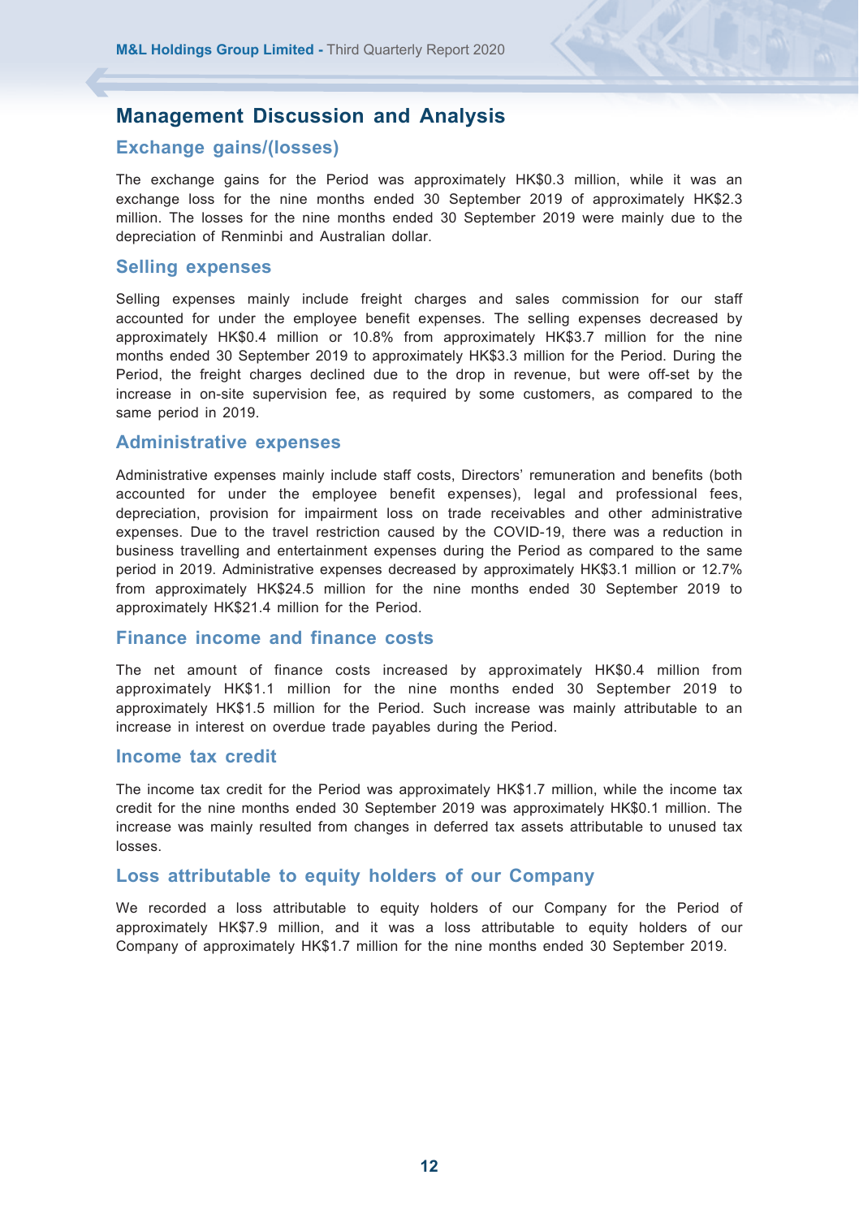## Management Discussion and Analysis

### Exchange gains/(losses)

The exchange gains for the Period was approximately HK$0.3 million, while it was an exchange loss for the nine months ended 30 September 2019 of approximately HK$2.3 million. The losses for the nine months ended 30 September 2019 were mainly due to the depreciation of Renminbi and Australian dollar.

### Selling expenses

Selling expenses mainly include freight charges and sales commission for our staff accounted for under the employee benefit expenses. The selling expenses decreased by approximately HK$0.4 million or 10.8% from approximately HK$3.7 million for the nine months ended 30 September 2019 to approximately HK$3.3 million for the Period. During the Period, the freight charges declined due to the drop in revenue, but were off-set by the increase in on-site supervision fee, as required by some customers, as compared to the same period in 2019.

### Administrative expenses

Administrative expenses mainly include staff costs, Directors' remuneration and benefits (both accounted for under the employee benefit expenses), legal and professional fees, depreciation, provision for impairment loss on trade receivables and other administrative expenses. Due to the travel restriction caused by the COVID-19, there was a reduction in business travelling and entertainment expenses during the Period as compared to the same period in 2019. Administrative expenses decreased by approximately HK$3.1 million or 12.7% from approximately HK$24.5 million for the nine months ended 30 September 2019 to approximately HK$21.4 million for the Period.

### Finance income and finance costs

The net amount of finance costs increased by approximately HK$0.4 million from approximately HK$1.1 million for the nine months ended 30 September 2019 to approximately HK$1.5 million for the Period. Such increase was mainly attributable to an increase in interest on overdue trade payables during the Period.

### Income tax credit

The income tax credit for the Period was approximately HK$1.7 million, while the income tax credit for the nine months ended 30 September 2019 was approximately HK$0.1 million. The increase was mainly resulted from changes in deferred tax assets attributable to unused tax losses.

### Loss attributable to equity holders of our Company

We recorded a loss attributable to equity holders of our Company for the Period of approximately HK$7.9 million, and it was a loss attributable to equity holders of our Company of approximately HK$1.7 million for the nine months ended 30 September 2019.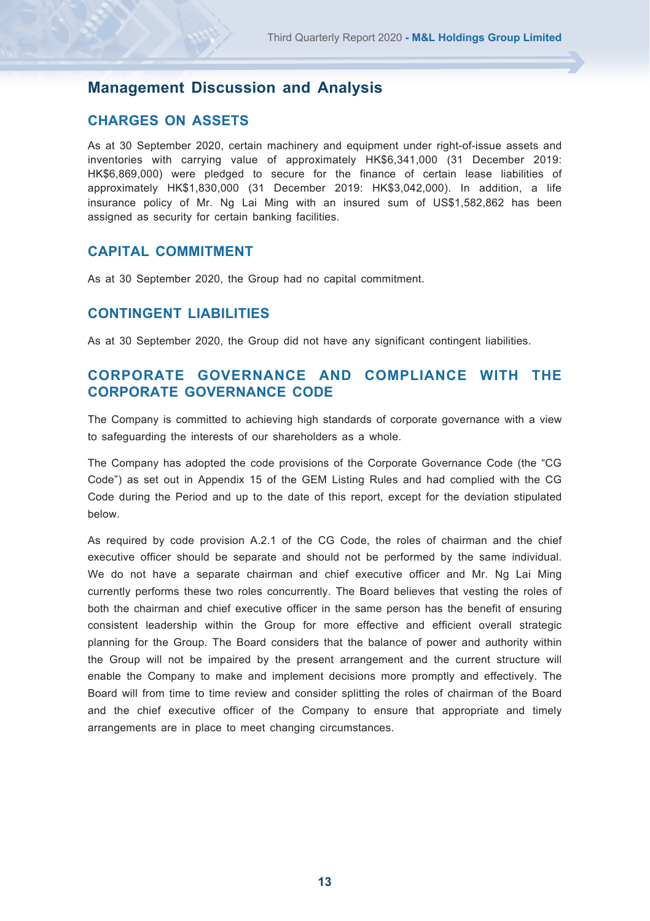# Management Discussion and Analysis

## CHARGES ON ASSETS

As at 30 September 2020, certain machinery and equipment under right-of-issue assets and inventories with carrying value of approximately HK$6,341,000 (31 December 2019: HK$6,869,000) were pledged to secure for the finance of certain lease liabilities of approximately HK$1,830,000 (31 December 2019: HK$3,042,000). In addition, a life insurance policy of Mr. Ng Lai Ming with an insured sum of US$1,582,862 has been assigned as security for certain banking facilities.

## CAPITAL COMMITMENT

As at 30 September 2020, the Group had no capital commitment.

## CONTINGENT LIABILITIES

As at 30 September 2020, the Group did not have any significant contingent liabilities.

## CORPORATE GOVERNANCE AND COMPLIANCE WITH THE CORPORATE GOVERNANCE CODE

The Company is committed to achieving high standards of corporate governance with a view to safeguarding the interests of our shareholders as a whole.

The Company has adopted the code provisions of the Corporate Governance Code (the "CG Code") as set out in Appendix 15 of the GEM Listing Rules and had complied with the CG Code during the Period and up to the date of this report, except for the deviation stipulated below.

As required by code provision A.2.1 of the CG Code, the roles of chairman and the chief executive officer should be separate and should not be performed by the same individual. We do not have a separate chairman and chief executive officer and Mr. Ng Lai Ming currently performs these two roles concurrently. The Board believes that vesting the roles of both the chairman and chief executive officer in the same person has the benefit of ensuring consistent leadership within the Group for more effective and efficient overall strategic planning for the Group. The Board considers that the balance of power and authority within the Group will not be impaired by the present arrangement and the current structure will enable the Company to make and implement decisions more promptly and effectively. The Board will from time to time review and consider splitting the roles of chairman of the Board and the chief executive officer of the Company to ensure that appropriate and timely arrangements are in place to meet changing circumstances.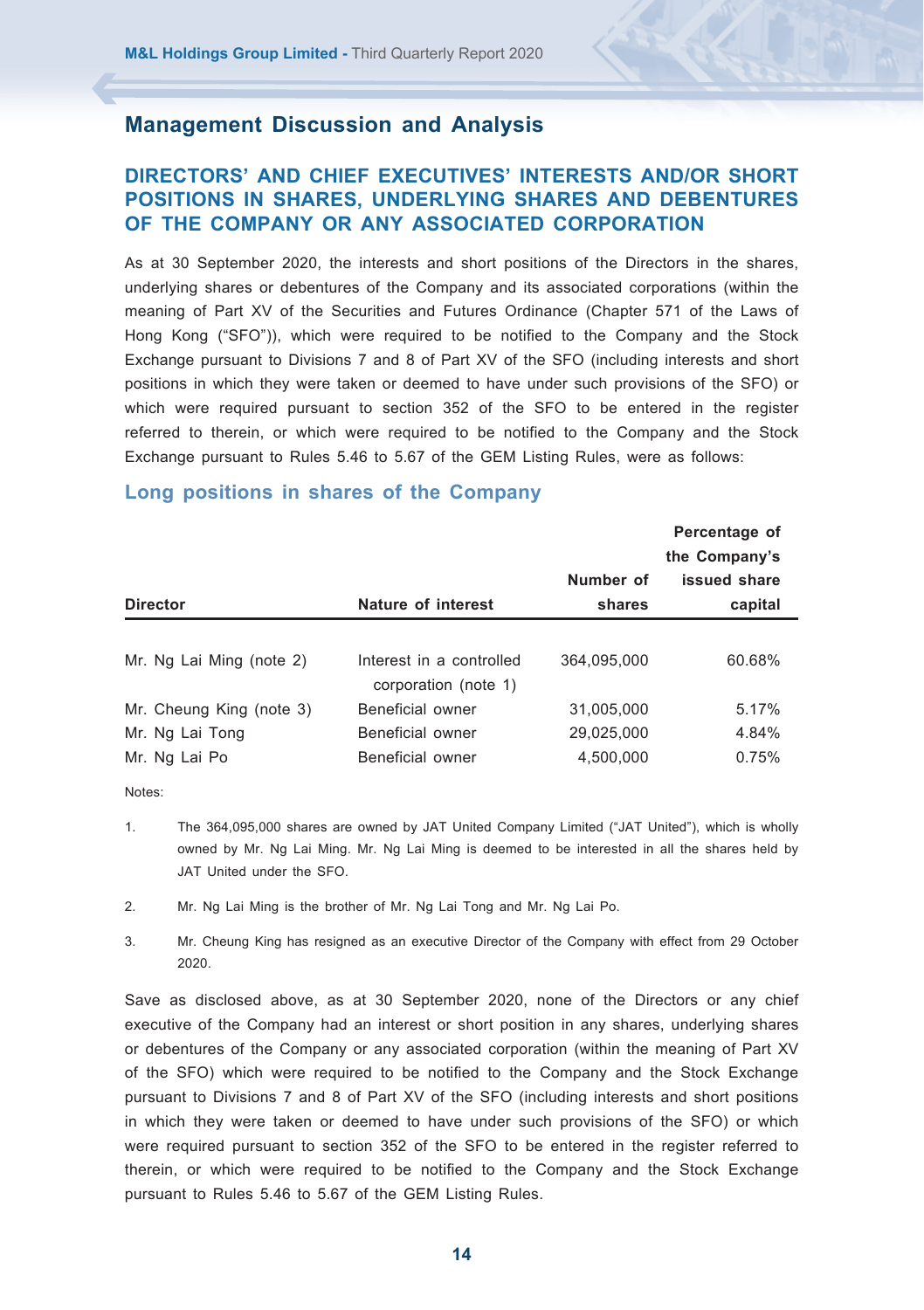## Management Discussion and Analysis

### DIRECTORS' AND CHIEF EXECUTIVES' INTERESTS AND/OR SHORT POSITIONS IN SHARES, UNDERLYING SHARES AND DEBENTURES OF THE COMPANY OR ANY ASSOCIATED CORPORATION

As at 30 September 2020, the interests and short positions of the Directors in the shares, underlying shares or debentures of the Company and its associated corporations (within the meaning of Part XV of the Securities and Futures Ordinance (Chapter 571 of the Laws of Hong Kong ("SFO")), which were required to be notified to the Company and the Stock Exchange pursuant to Divisions 7 and 8 of Part XV of the SFO (including interests and short positions in which they were taken or deemed to have under such provisions of the SFO) or which were required pursuant to section 352 of the SFO to be entered in the register referred to therein, or which were required to be notified to the Company and the Stock Exchange pursuant to Rules 5.46 to 5.67 of the GEM Listing Rules, were as follows:

#### Long positions in shares of the Company

| Director | Nature of interest | Number of shares | Percentage of the Company's issued share capital |
|---|---|---|---|
| Mr. Ng Lai Ming (note 2) | Interest in a controlled corporation (note 1) | 364,095,000 | 60.68% |
| Mr. Cheung King (note 3) | Beneficial owner | 31,005,000 | 5.17% |
| Mr. Ng Lai Tong | Beneficial owner | 29,025,000 | 4.84% |
| Mr. Ng Lai Po | Beneficial owner | 4,500,000 | 0.75% |

Notes:

1. The 364,095,000 shares are owned by JAT United Company Limited ("JAT United"), which is wholly owned by Mr. Ng Lai Ming. Mr. Ng Lai Ming is deemed to be interested in all the shares held by JAT United under the SFO.

2. Mr. Ng Lai Ming is the brother of Mr. Ng Lai Tong and Mr. Ng Lai Po.

3. Mr. Cheung King has resigned as an executive Director of the Company with effect from 29 October 2020.

Save as disclosed above, as at 30 September 2020, none of the Directors or any chief executive of the Company had an interest or short position in any shares, underlying shares or debentures of the Company or any associated corporation (within the meaning of Part XV of the SFO) which were required to be notified to the Company and the Stock Exchange pursuant to Divisions 7 and 8 of Part XV of the SFO (including interests and short positions in which they were taken or deemed to have under such provisions of the SFO) or which were required pursuant to section 352 of the SFO to be entered in the register referred to therein, or which were required to be notified to the Company and the Stock Exchange pursuant to Rules 5.46 to 5.67 of the GEM Listing Rules.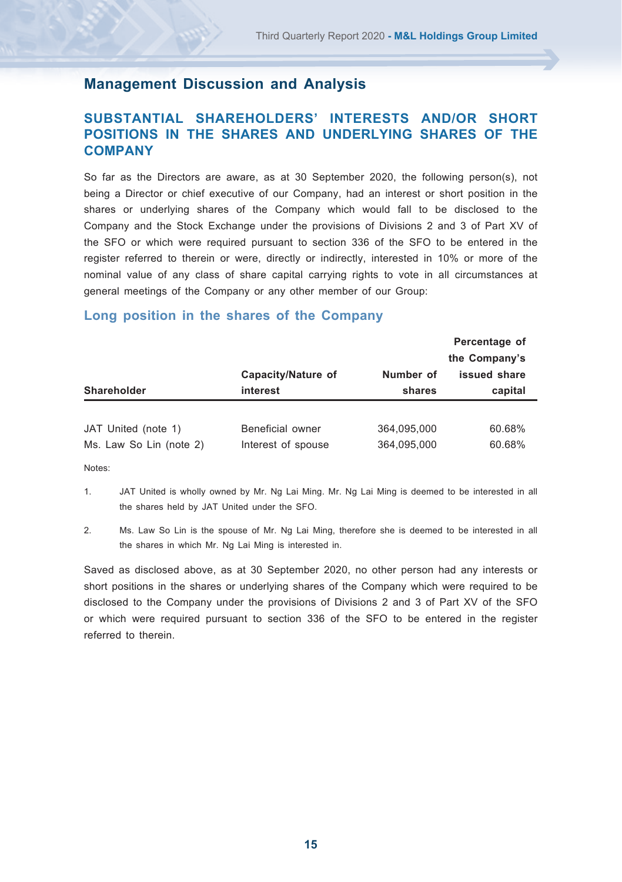## Management Discussion and Analysis

### SUBSTANTIAL SHAREHOLDERS' INTERESTS AND/OR SHORT POSITIONS IN THE SHARES AND UNDERLYING SHARES OF THE COMPANY

So far as the Directors are aware, as at 30 September 2020, the following person(s), not being a Director or chief executive of our Company, had an interest or short position in the shares or underlying shares of the Company which would fall to be disclosed to the Company and the Stock Exchange under the provisions of Divisions 2 and 3 of Part XV of the SFO or which were required pursuant to section 336 of the SFO to be entered in the register referred to therein or were, directly or indirectly, interested in 10% or more of the nominal value of any class of share capital carrying rights to vote in all circumstances at general meetings of the Company or any other member of our Group:

#### Long position in the shares of the Company

| Shareholder | Capacity/Nature of interest | Number of shares | Percentage of the Company's issued share capital |
|---|---|---|---|
| JAT United (note 1) | Beneficial owner | 364,095,000 | 60.68% |
| Ms. Law So Lin (note 2) | Interest of spouse | 364,095,000 | 60.68% |

Notes:

1. JAT United is wholly owned by Mr. Ng Lai Ming. Mr. Ng Lai Ming is deemed to be interested in all the shares held by JAT United under the SFO.

2. Ms. Law So Lin is the spouse of Mr. Ng Lai Ming, therefore she is deemed to be interested in all the shares in which Mr. Ng Lai Ming is interested in.

Saved as disclosed above, as at 30 September 2020, no other person had any interests or short positions in the shares or underlying shares of the Company which were required to be disclosed to the Company under the provisions of Divisions 2 and 3 of Part XV of the SFO or which were required pursuant to section 336 of the SFO to be entered in the register referred to therein.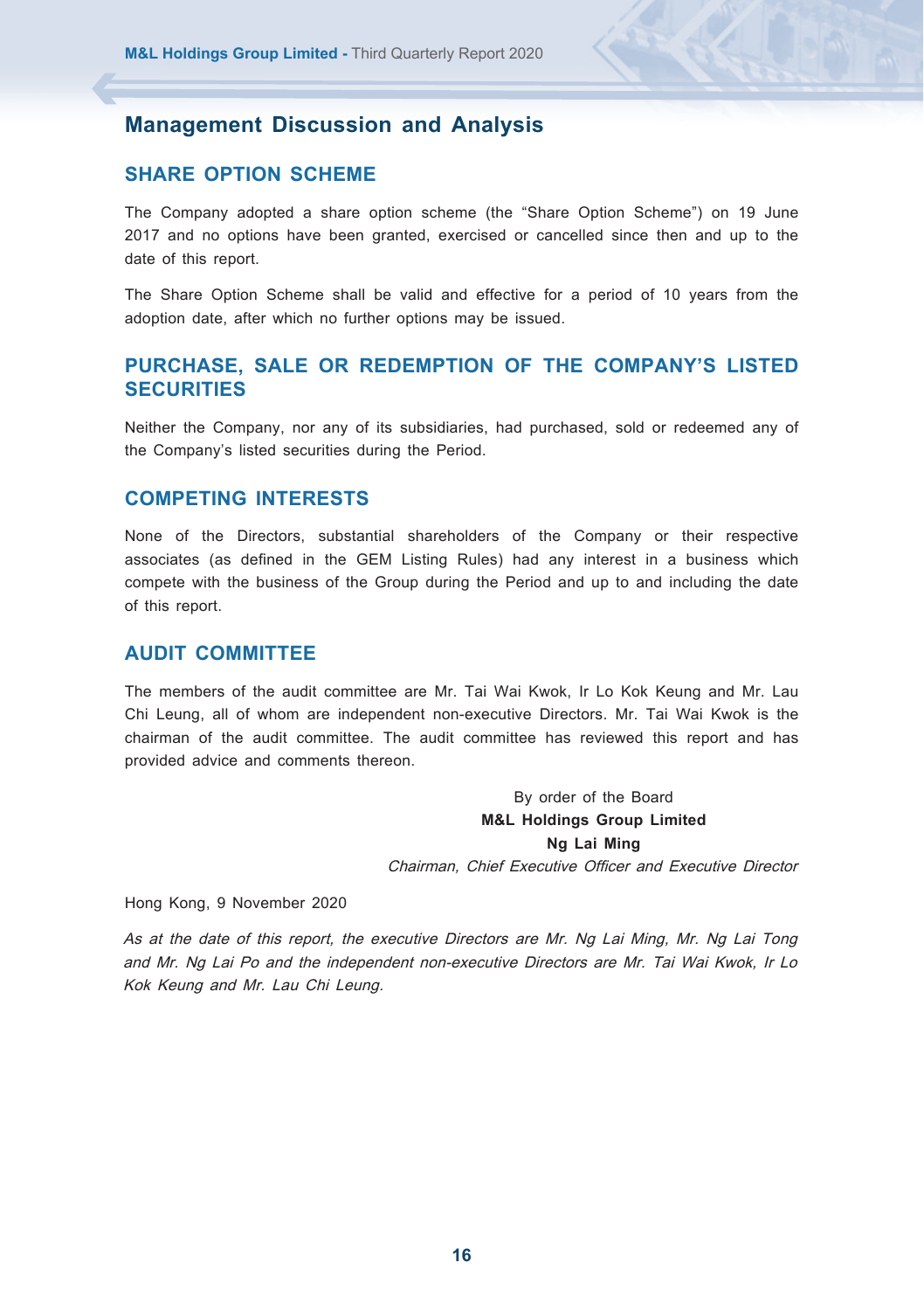# Management Discussion and Analysis

## SHARE OPTION SCHEME

The Company adopted a share option scheme (the "Share Option Scheme") on 19 June 2017 and no options have been granted, exercised or cancelled since then and up to the date of this report.

The Share Option Scheme shall be valid and effective for a period of 10 years from the adoption date, after which no further options may be issued.

## PURCHASE, SALE OR REDEMPTION OF THE COMPANY'S LISTED SECURITIES

Neither the Company, nor any of its subsidiaries, had purchased, sold or redeemed any of the Company's listed securities during the Period.

## COMPETING INTERESTS

None of the Directors, substantial shareholders of the Company or their respective associates (as defined in the GEM Listing Rules) had any interest in a business which compete with the business of the Group during the Period and up to and including the date of this report.

## AUDIT COMMITTEE

The members of the audit committee are Mr. Tai Wai Kwok, Ir Lo Kok Keung and Mr. Lau Chi Leung, all of whom are independent non-executive Directors. Mr. Tai Wai Kwok is the chairman of the audit committee. The audit committee has reviewed this report and has provided advice and comments thereon.

By order of the Board
**M&L Holdings Group Limited**
**Ng Lai Ming**
*Chairman, Chief Executive Officer and Executive Director*

Hong Kong, 9 November 2020

*As at the date of this report, the executive Directors are Mr. Ng Lai Ming, Mr. Ng Lai Tong and Mr. Ng Lai Po and the independent non-executive Directors are Mr. Tai Wai Kwok, Ir Lo Kok Keung and Mr. Lau Chi Leung.*